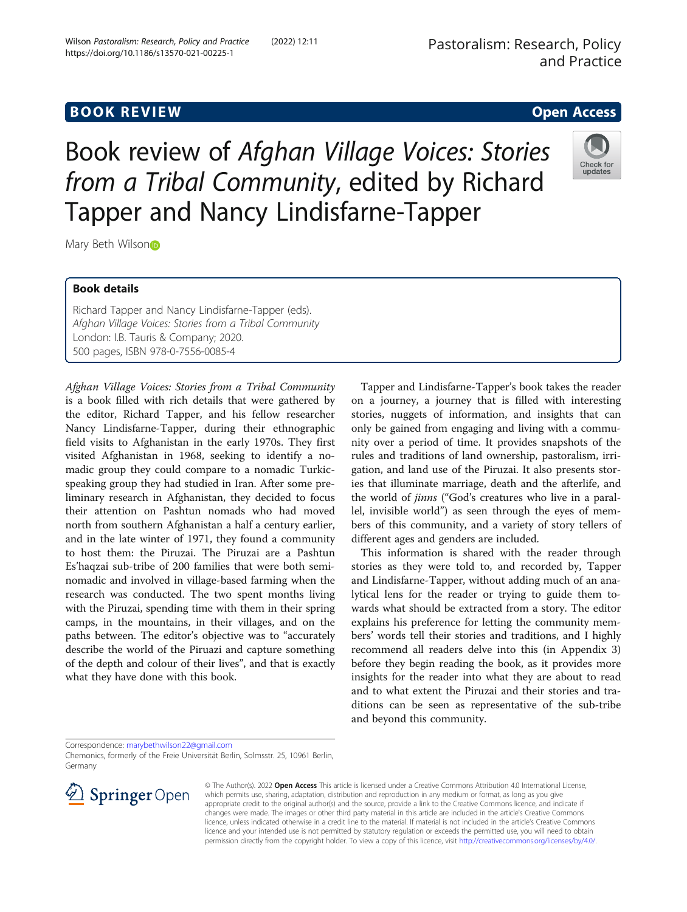**BOOK REVIEW** **Open Access**

# Book review of *Afghan Village Voices: Stories from a Tribal Community*, edited by Richard Tapper and Nancy Lindisfarne-Tapper

Mary Beth Wilson

## Book details

Richard Tapper and Nancy Lindisfarne-Tapper (eds).
*Afghan Village Voices: Stories from a Tribal Community*
London: I.B. Tauris & Company; 2020.
500 pages, ISBN 978-0-7556-0085-4

*Afghan Village Voices: Stories from a Tribal Community* is a book filled with rich details that were gathered by the editor, Richard Tapper, and his fellow researcher Nancy Lindisfarne-Tapper, during their ethnographic field visits to Afghanistan in the early 1970s. They first visited Afghanistan in 1968, seeking to identify a nomadic group they could compare to a nomadic Turkic-speaking group they had studied in Iran. After some preliminary research in Afghanistan, they decided to focus their attention on Pashtun nomads who had moved north from southern Afghanistan a half a century earlier, and in the late winter of 1971, they found a community to host them: the Piruzai. The Piruzai are a Pashtun Es'haqzai sub-tribe of 200 families that were both semi-nomadic and involved in village-based farming when the research was conducted. The two spent months living with the Piruzai, spending time with them in their spring camps, in the mountains, in their villages, and on the paths between. The editor's objective was to "accurately describe the world of the Piruazi and capture something of the depth and colour of their lives", and that is exactly what they have done with this book.

Tapper and Lindisfarne-Tapper's book takes the reader on a journey, a journey that is filled with interesting stories, nuggets of information, and insights that can only be gained from engaging and living with a community over a period of time. It provides snapshots of the rules and traditions of land ownership, pastoralism, irrigation, and land use of the Piruzai. It also presents stories that illuminate marriage, death and the afterlife, and the world of *jinns* ("God's creatures who live in a parallel, invisible world") as seen through the eyes of members of this community, and a variety of story tellers of different ages and genders are included.

This information is shared with the reader through stories as they were told to, and recorded by, Tapper and Lindisfarne-Tapper, without adding much of an analytical lens for the reader or trying to guide them towards what should be extracted from a story. The editor explains his preference for letting the community members' words tell their stories and traditions, and I highly recommend all readers delve into this (in Appendix 3) before they begin reading the book, as it provides more insights for the reader into what they are about to read and to what extent the Piruzai and their stories and traditions can be seen as representative of the sub-tribe and beyond this community.

Correspondence: marybethwilson22@gmail.com
Chemonics, formerly of the Freie Universität Berlin, Solmsstr. 25, 10961 Berlin, Germany

© The Author(s). 2022 **Open Access** This article is licensed under a Creative Commons Attribution 4.0 International License, which permits use, sharing, adaptation, distribution and reproduction in any medium or format, as long as you give appropriate credit to the original author(s) and the source, provide a link to the Creative Commons licence, and indicate if changes were made. The images or other third party material in this article are included in the article's Creative Commons licence, unless indicated otherwise in a credit line to the material. If material is not included in the article's Creative Commons licence and your intended use is not permitted by statutory regulation or exceeds the permitted use, you will need to obtain permission directly from the copyright holder. To view a copy of this licence, visit http://creativecommons.org/licenses/by/4.0/.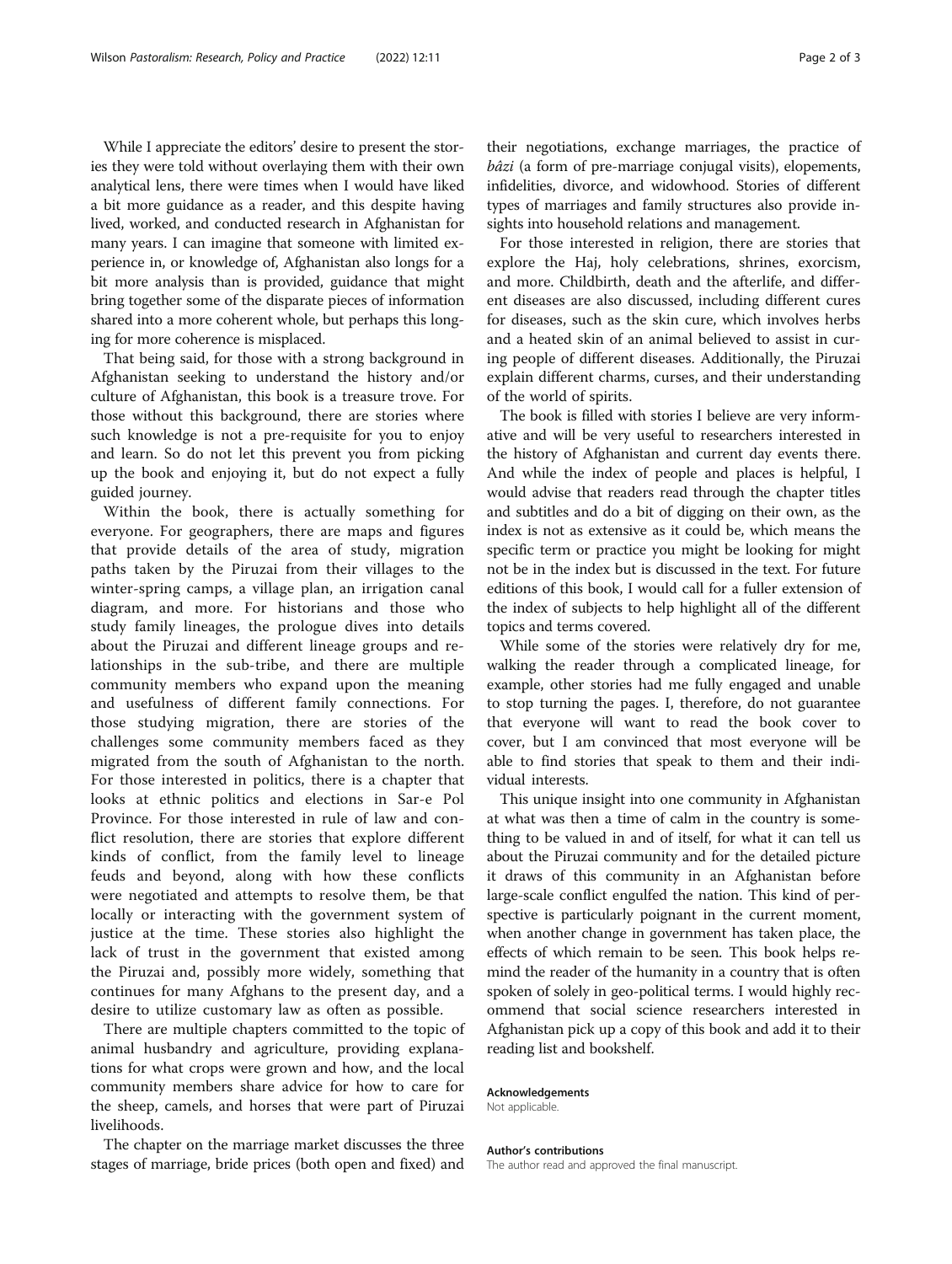While I appreciate the editors' desire to present the stories they were told without overlaying them with their own analytical lens, there were times when I would have liked a bit more guidance as a reader, and this despite having lived, worked, and conducted research in Afghanistan for many years. I can imagine that someone with limited experience in, or knowledge of, Afghanistan also longs for a bit more analysis than is provided, guidance that might bring together some of the disparate pieces of information shared into a more coherent whole, but perhaps this longing for more coherence is misplaced.

That being said, for those with a strong background in Afghanistan seeking to understand the history and/or culture of Afghanistan, this book is a treasure trove. For those without this background, there are stories where such knowledge is not a pre-requisite for you to enjoy and learn. So do not let this prevent you from picking up the book and enjoying it, but do not expect a fully guided journey.

Within the book, there is actually something for everyone. For geographers, there are maps and figures that provide details of the area of study, migration paths taken by the Piruzai from their villages to the winter-spring camps, a village plan, an irrigation canal diagram, and more. For historians and those who study family lineages, the prologue dives into details about the Piruzai and different lineage groups and relationships in the sub-tribe, and there are multiple community members who expand upon the meaning and usefulness of different family connections. For those studying migration, there are stories of the challenges some community members faced as they migrated from the south of Afghanistan to the north. For those interested in politics, there is a chapter that looks at ethnic politics and elections in Sar-e Pol Province. For those interested in rule of law and conflict resolution, there are stories that explore different kinds of conflict, from the family level to lineage feuds and beyond, along with how these conflicts were negotiated and attempts to resolve them, be that locally or interacting with the government system of justice at the time. These stories also highlight the lack of trust in the government that existed among the Piruzai and, possibly more widely, something that continues for many Afghans to the present day, and a desire to utilize customary law as often as possible.

There are multiple chapters committed to the topic of animal husbandry and agriculture, providing explanations for what crops were grown and how, and the local community members share advice for how to care for the sheep, camels, and horses that were part of Piruzai livelihoods.

The chapter on the marriage market discusses the three stages of marriage, bride prices (both open and fixed) and their negotiations, exchange marriages, the practice of *bâzi* (a form of pre-marriage conjugal visits), elopements, infidelities, divorce, and widowhood. Stories of different types of marriages and family structures also provide insights into household relations and management.

For those interested in religion, there are stories that explore the Haj, holy celebrations, shrines, exorcism, and more. Childbirth, death and the afterlife, and different diseases are also discussed, including different cures for diseases, such as the skin cure, which involves herbs and a heated skin of an animal believed to assist in curing people of different diseases. Additionally, the Piruzai explain different charms, curses, and their understanding of the world of spirits.

The book is filled with stories I believe are very informative and will be very useful to researchers interested in the history of Afghanistan and current day events there. And while the index of people and places is helpful, I would advise that readers read through the chapter titles and subtitles and do a bit of digging on their own, as the index is not as extensive as it could be, which means the specific term or practice you might be looking for might not be in the index but is discussed in the text. For future editions of this book, I would call for a fuller extension of the index of subjects to help highlight all of the different topics and terms covered.

While some of the stories were relatively dry for me, walking the reader through a complicated lineage, for example, other stories had me fully engaged and unable to stop turning the pages. I, therefore, do not guarantee that everyone will want to read the book cover to cover, but I am convinced that most everyone will be able to find stories that speak to them and their individual interests.

This unique insight into one community in Afghanistan at what was then a time of calm in the country is something to be valued in and of itself, for what it can tell us about the Piruzai community and for the detailed picture it draws of this community in an Afghanistan before large-scale conflict engulfed the nation. This kind of perspective is particularly poignant in the current moment, when another change in government has taken place, the effects of which remain to be seen. This book helps remind the reader of the humanity in a country that is often spoken of solely in geo-political terms. I would highly recommend that social science researchers interested in Afghanistan pick up a copy of this book and add it to their reading list and bookshelf.

#### Acknowledgements
Not applicable.

#### Author's contributions
The author read and approved the final manuscript.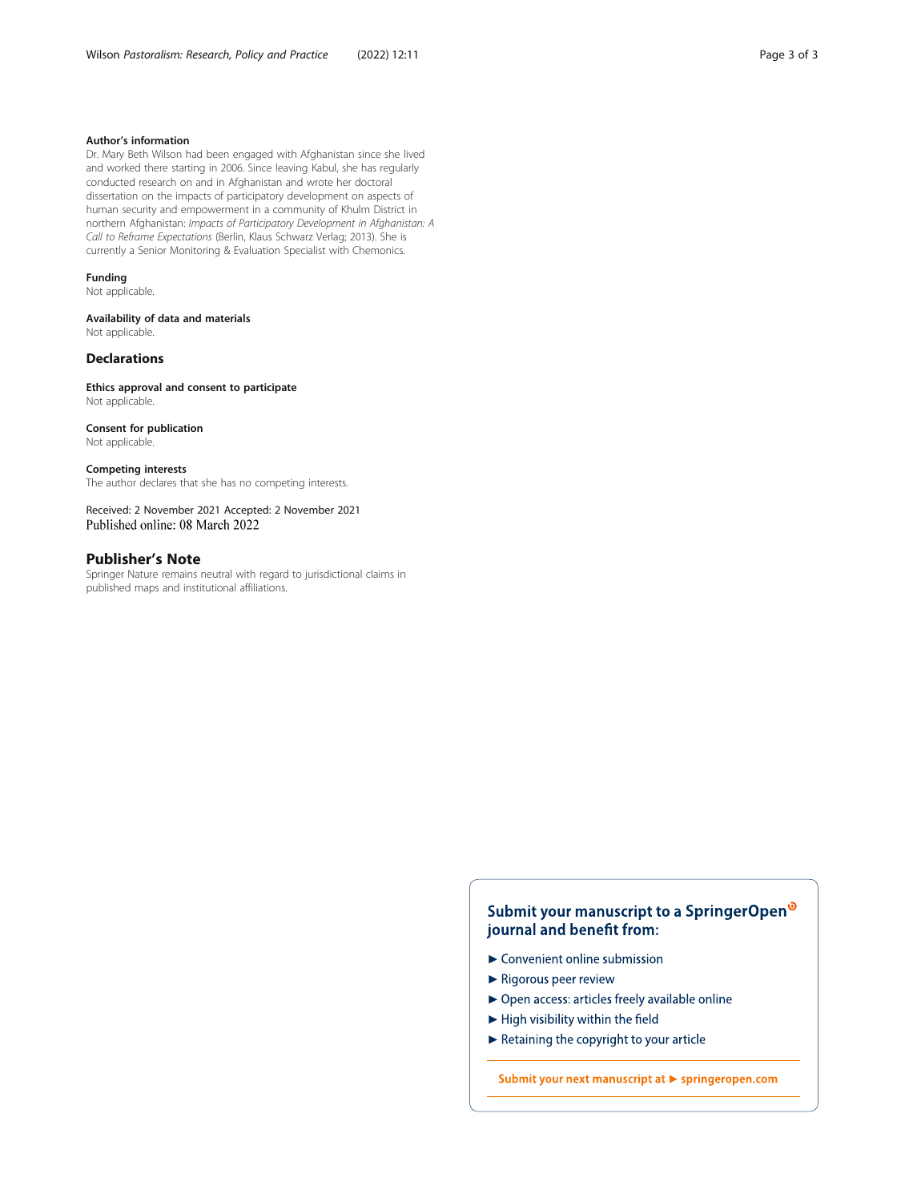#### Author's information

Dr. Mary Beth Wilson had been engaged with Afghanistan since she lived and worked there starting in 2006. Since leaving Kabul, she has regularly conducted research on and in Afghanistan and wrote her doctoral dissertation on the impacts of participatory development on aspects of human security and empowerment in a community of Khulm District in northern Afghanistan: *Impacts of Participatory Development in Afghanistan: A Call to Reframe Expectations* (Berlin, Klaus Schwarz Verlag; 2013). She is currently a Senior Monitoring & Evaluation Specialist with Chemonics.

#### Funding

Not applicable.

#### Availability of data and materials

Not applicable.

### Declarations

#### Ethics approval and consent to participate

Not applicable.

#### Consent for publication

Not applicable.

#### Competing interests

The author declares that she has no competing interests.

Received: 2 November 2021 Accepted: 2 November 2021
Published online: 08 March 2022

### Publisher's Note

Springer Nature remains neutral with regard to jurisdictional claims in published maps and institutional affiliations.

**Submit your manuscript to a SpringerOpen journal and benefit from:**

- ► Convenient online submission
- ► Rigorous peer review
- ► Open access: articles freely available online
- ► High visibility within the field
- ► Retaining the copyright to your article

**Submit your next manuscript at ► springeropen.com**